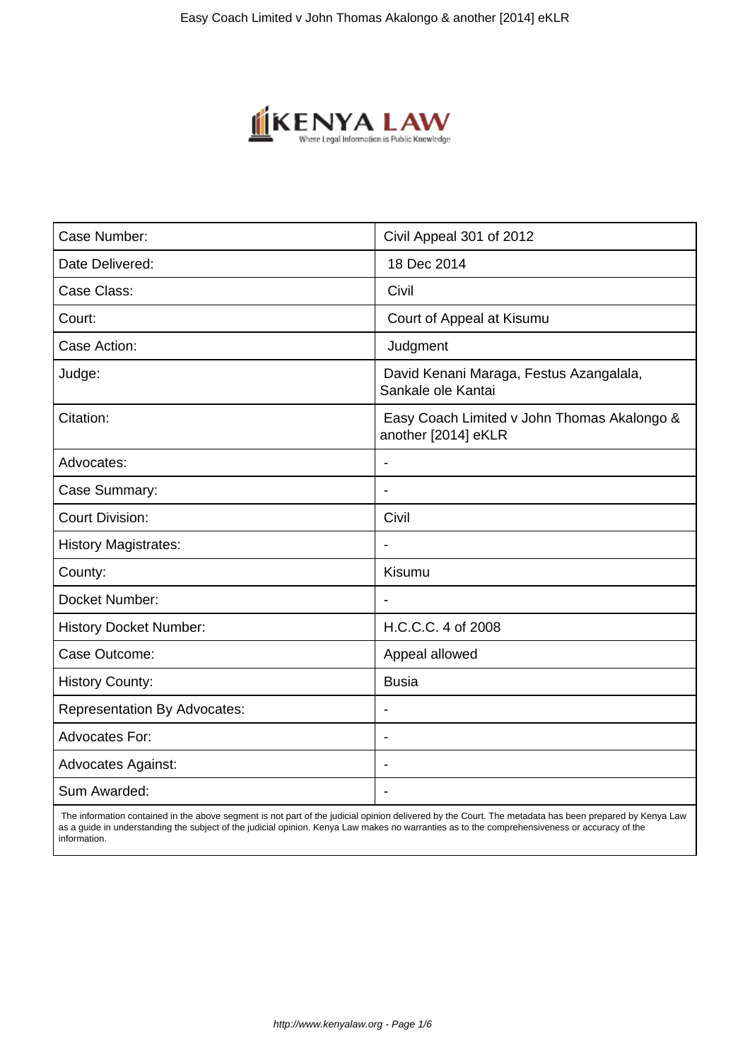| Case Number: | Civil Appeal 301 of 2012 |
| --- | --- |
| Date Delivered: | 18 Dec 2014 |
| Case Class: | Civil |
| Court: | Court of Appeal at Kisumu |
| Case Action: | Judgment |
| Judge: | David Kenani Maraga, Festus Azangalala, Sankale ole Kantai |
| Citation: | Easy Coach Limited v John Thomas Akalongo & another [2014] eKLR |
| Advocates: | - |
| Case Summary: | - |
| Court Division: | Civil |
| History Magistrates: | - |
| County: | Kisumu |
| Docket Number: | - |
| History Docket Number: | H.C.C.C. 4 of 2008 |
| Case Outcome: | Appeal allowed |
| History County: | Busia |
| Representation By Advocates: | - |
| Advocates For: | - |
| Advocates Against: | - |
| Sum Awarded: | - |

The information contained in the above segment is not part of the judicial opinion delivered by the Court. The metadata has been prepared by Kenya Law as a guide in understanding the subject of the judicial opinion. Kenya Law makes no warranties as to the comprehensiveness or accuracy of the information.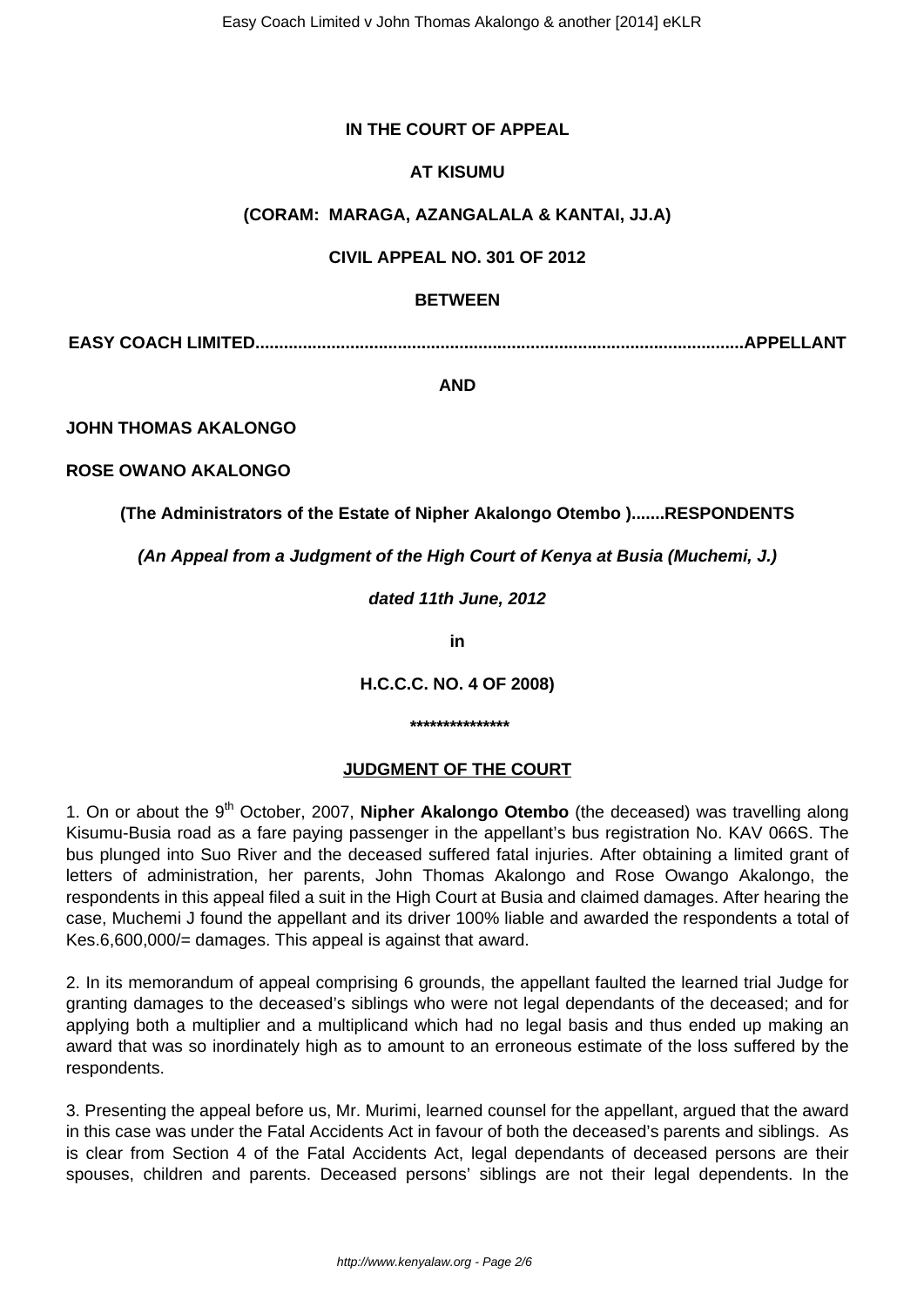**IN THE COURT OF APPEAL**

**AT KISUMU**

**(CORAM: MARAGA, AZANGALALA & KANTAI, JJ.A)**

**CIVIL APPEAL NO. 301 OF 2012**

**BETWEEN**

**EASY COACH LIMITED.....................................................................................................APPELLANT**

**AND**

**JOHN THOMAS AKALONGO**

**ROSE OWANO AKALONGO**

**(The Administrators of the Estate of Nipher Akalongo Otembo ).......RESPONDENTS**

***(An Appeal from a Judgment of the High Court of Kenya at Busia (Muchemi, J.)***

***dated 11th June, 2012***

***in***

**H.C.C.C. NO. 4 OF 2008)**

**\*\*\*\*\*\*\*\*\*\*\*\*\*\*\***

**JUDGMENT OF THE COURT**

1. On or about the 9th October, 2007, **Nipher Akalongo Otembo** (the deceased) was travelling along Kisumu-Busia road as a fare paying passenger in the appellant's bus registration No. KAV 066S. The bus plunged into Suo River and the deceased suffered fatal injuries. After obtaining a limited grant of letters of administration, her parents, John Thomas Akalongo and Rose Owango Akalongo, the respondents in this appeal filed a suit in the High Court at Busia and claimed damages. After hearing the case, Muchemi J found the appellant and its driver 100% liable and awarded the respondents a total of Kes.6,600,000/= damages. This appeal is against that award.

2. In its memorandum of appeal comprising 6 grounds, the appellant faulted the learned trial Judge for granting damages to the deceased's siblings who were not legal dependants of the deceased; and for applying both a multiplier and a multiplicand which had no legal basis and thus ended up making an award that was so inordinately high as to amount to an erroneous estimate of the loss suffered by the respondents.

3. Presenting the appeal before us, Mr. Murimi, learned counsel for the appellant, argued that the award in this case was under the Fatal Accidents Act in favour of both the deceased's parents and siblings. As is clear from Section 4 of the Fatal Accidents Act, legal dependants of deceased persons are their spouses, children and parents. Deceased persons' siblings are not their legal dependents. In the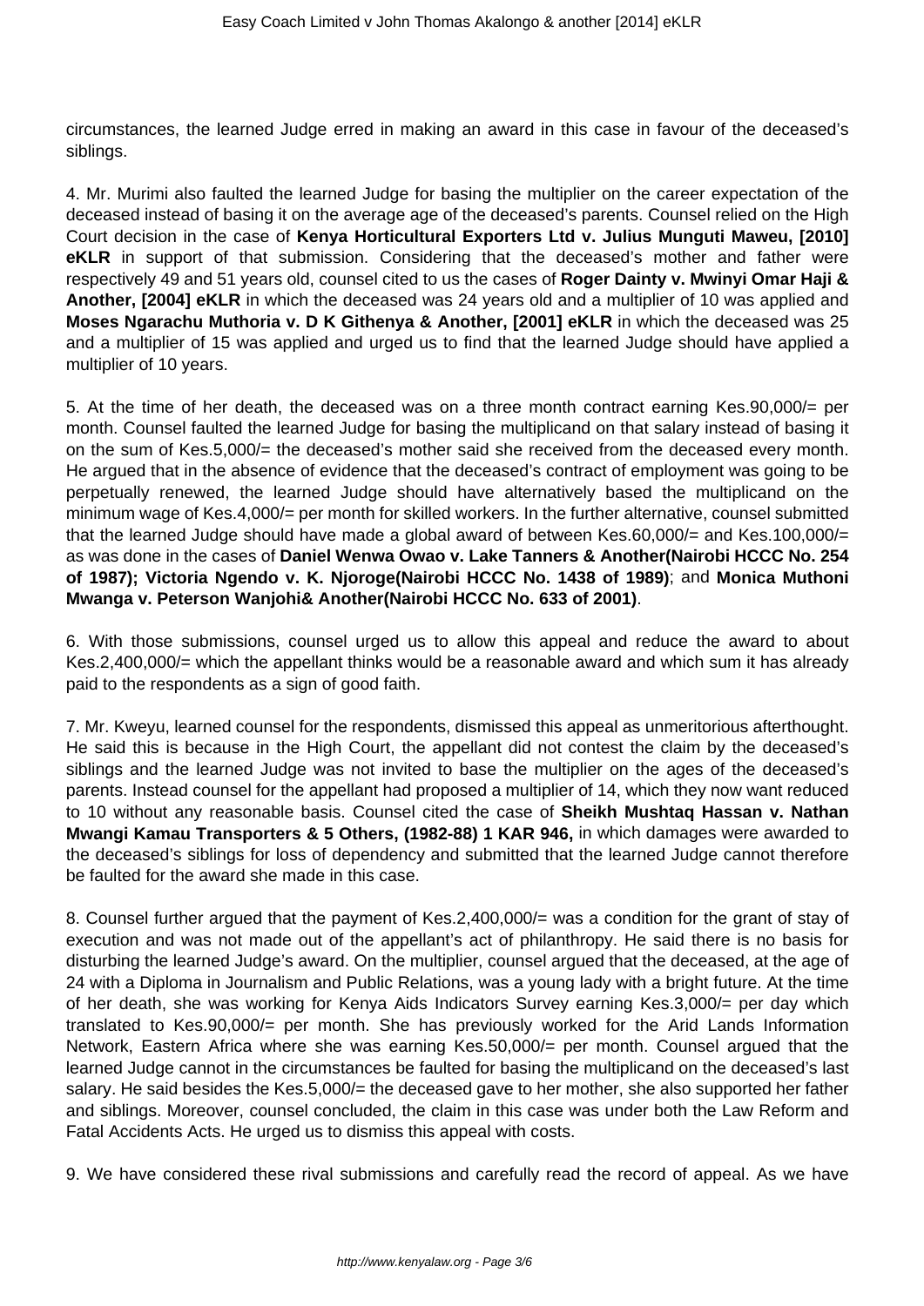circumstances, the learned Judge erred in making an award in this case in favour of the deceased's siblings.

4. Mr. Murimi also faulted the learned Judge for basing the multiplier on the career expectation of the deceased instead of basing it on the average age of the deceased's parents. Counsel relied on the High Court decision in the case of **Kenya Horticultural Exporters Ltd v. Julius Munguti Maweu, [2010] eKLR** in support of that submission. Considering that the deceased's mother and father were respectively 49 and 51 years old, counsel cited to us the cases of **Roger Dainty v. Mwinyi Omar Haji & Another, [2004] eKLR** in which the deceased was 24 years old and a multiplier of 10 was applied and **Moses Ngarachu Muthoria v. D K Githenya & Another, [2001] eKLR** in which the deceased was 25 and a multiplier of 15 was applied and urged us to find that the learned Judge should have applied a multiplier of 10 years.

5. At the time of her death, the deceased was on a three month contract earning Kes.90,000/= per month. Counsel faulted the learned Judge for basing the multiplicand on that salary instead of basing it on the sum of Kes.5,000/= the deceased's mother said she received from the deceased every month. He argued that in the absence of evidence that the deceased's contract of employment was going to be perpetually renewed, the learned Judge should have alternatively based the multiplicand on the minimum wage of Kes.4,000/= per month for skilled workers. In the further alternative, counsel submitted that the learned Judge should have made a global award of between Kes.60,000/= and Kes.100,000/= as was done in the cases of **Daniel Wenwa Owao v. Lake Tanners & Another(Nairobi HCCC No. 254 of 1987); Victoria Ngendo v. K. Njoroge(Nairobi HCCC No. 1438 of 1989)**; and **Monica Muthoni Mwanga v. Peterson Wanjohi& Another(Nairobi HCCC No. 633 of 2001)**.

6. With those submissions, counsel urged us to allow this appeal and reduce the award to about Kes.2,400,000/= which the appellant thinks would be a reasonable award and which sum it has already paid to the respondents as a sign of good faith.

7. Mr. Kweyu, learned counsel for the respondents, dismissed this appeal as unmeritorious afterthought. He said this is because in the High Court, the appellant did not contest the claim by the deceased's siblings and the learned Judge was not invited to base the multiplier on the ages of the deceased's parents. Instead counsel for the appellant had proposed a multiplier of 14, which they now want reduced to 10 without any reasonable basis. Counsel cited the case of **Sheikh Mushtaq Hassan v. Nathan Mwangi Kamau Transporters & 5 Others, (1982-88) 1 KAR 946,** in which damages were awarded to the deceased's siblings for loss of dependency and submitted that the learned Judge cannot therefore be faulted for the award she made in this case.

8. Counsel further argued that the payment of Kes.2,400,000/= was a condition for the grant of stay of execution and was not made out of the appellant's act of philanthropy. He said there is no basis for disturbing the learned Judge's award. On the multiplier, counsel argued that the deceased, at the age of 24 with a Diploma in Journalism and Public Relations, was a young lady with a bright future. At the time of her death, she was working for Kenya Aids Indicators Survey earning Kes.3,000/= per day which translated to Kes.90,000/= per month. She has previously worked for the Arid Lands Information Network, Eastern Africa where she was earning Kes.50,000/= per month. Counsel argued that the learned Judge cannot in the circumstances be faulted for basing the multiplicand on the deceased's last salary. He said besides the Kes.5,000/= the deceased gave to her mother, she also supported her father and siblings. Moreover, counsel concluded, the claim in this case was under both the Law Reform and Fatal Accidents Acts. He urged us to dismiss this appeal with costs.

9. We have considered these rival submissions and carefully read the record of appeal. As we have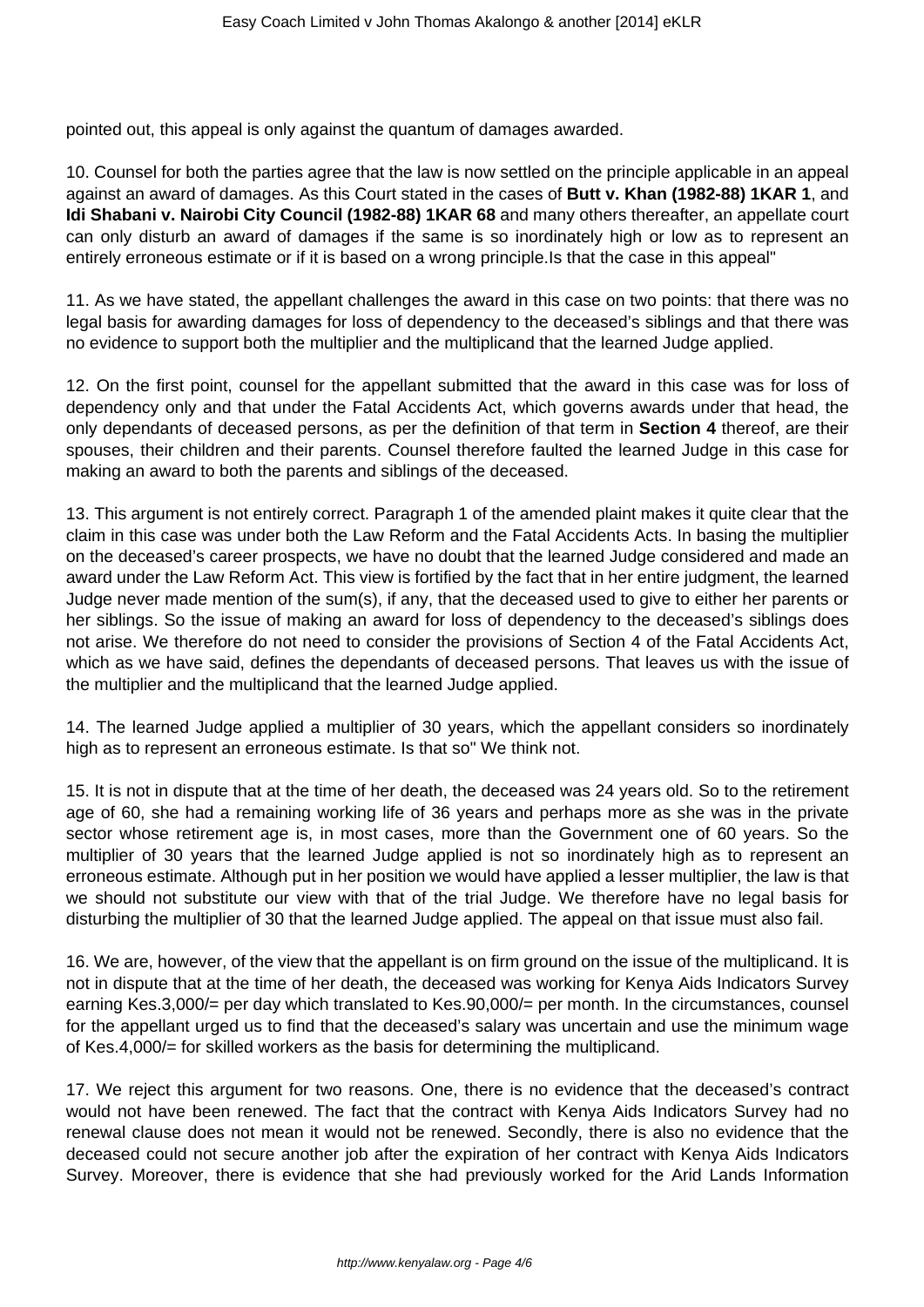pointed out, this appeal is only against the quantum of damages awarded.

10. Counsel for both the parties agree that the law is now settled on the principle applicable in an appeal against an award of damages. As this Court stated in the cases of **Butt v. Khan (1982-88) 1KAR 1**, and **Idi Shabani v. Nairobi City Council (1982-88) 1KAR 68** and many others thereafter, an appellate court can only disturb an award of damages if the same is so inordinately high or low as to represent an entirely erroneous estimate or if it is based on a wrong principle.Is that the case in this appeal"

11. As we have stated, the appellant challenges the award in this case on two points: that there was no legal basis for awarding damages for loss of dependency to the deceased's siblings and that there was no evidence to support both the multiplier and the multiplicand that the learned Judge applied.

12. On the first point, counsel for the appellant submitted that the award in this case was for loss of dependency only and that under the Fatal Accidents Act, which governs awards under that head, the only dependants of deceased persons, as per the definition of that term in **Section 4** thereof, are their spouses, their children and their parents. Counsel therefore faulted the learned Judge in this case for making an award to both the parents and siblings of the deceased.

13. This argument is not entirely correct. Paragraph 1 of the amended plaint makes it quite clear that the claim in this case was under both the Law Reform and the Fatal Accidents Acts. In basing the multiplier on the deceased's career prospects, we have no doubt that the learned Judge considered and made an award under the Law Reform Act. This view is fortified by the fact that in her entire judgment, the learned Judge never made mention of the sum(s), if any, that the deceased used to give to either her parents or her siblings. So the issue of making an award for loss of dependency to the deceased's siblings does not arise. We therefore do not need to consider the provisions of Section 4 of the Fatal Accidents Act, which as we have said, defines the dependants of deceased persons. That leaves us with the issue of the multiplier and the multiplicand that the learned Judge applied.

14. The learned Judge applied a multiplier of 30 years, which the appellant considers so inordinately high as to represent an erroneous estimate. Is that so" We think not.

15. It is not in dispute that at the time of her death, the deceased was 24 years old. So to the retirement age of 60, she had a remaining working life of 36 years and perhaps more as she was in the private sector whose retirement age is, in most cases, more than the Government one of 60 years. So the multiplier of 30 years that the learned Judge applied is not so inordinately high as to represent an erroneous estimate. Although put in her position we would have applied a lesser multiplier, the law is that we should not substitute our view with that of the trial Judge. We therefore have no legal basis for disturbing the multiplier of 30 that the learned Judge applied. The appeal on that issue must also fail.

16. We are, however, of the view that the appellant is on firm ground on the issue of the multiplicand. It is not in dispute that at the time of her death, the deceased was working for Kenya Aids Indicators Survey earning Kes.3,000/= per day which translated to Kes.90,000/= per month. In the circumstances, counsel for the appellant urged us to find that the deceased's salary was uncertain and use the minimum wage of Kes.4,000/= for skilled workers as the basis for determining the multiplicand.

17. We reject this argument for two reasons. One, there is no evidence that the deceased's contract would not have been renewed. The fact that the contract with Kenya Aids Indicators Survey had no renewal clause does not mean it would not be renewed. Secondly, there is also no evidence that the deceased could not secure another job after the expiration of her contract with Kenya Aids Indicators Survey. Moreover, there is evidence that she had previously worked for the Arid Lands Information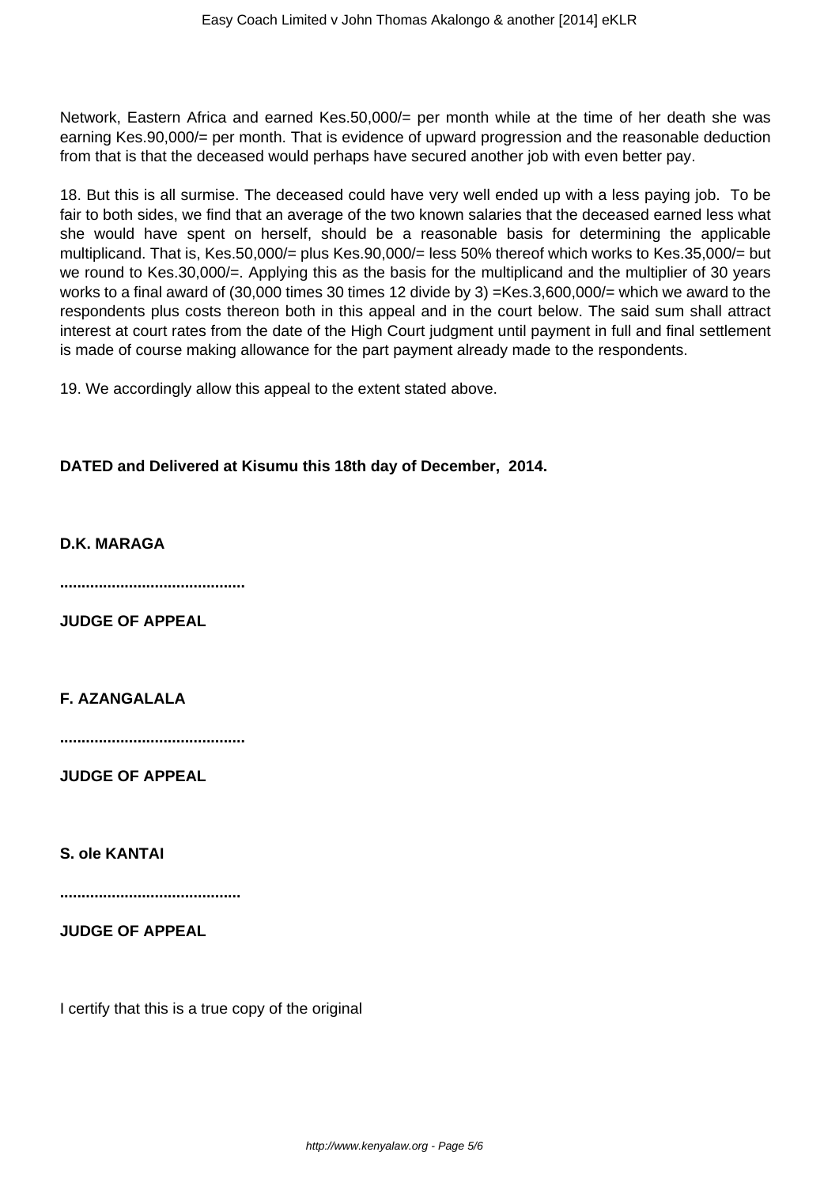Network, Eastern Africa and earned Kes.50,000/= per month while at the time of her death she was earning Kes.90,000/= per month. That is evidence of upward progression and the reasonable deduction from that is that the deceased would perhaps have secured another job with even better pay.

18. But this is all surmise. The deceased could have very well ended up with a less paying job. To be fair to both sides, we find that an average of the two known salaries that the deceased earned less what she would have spent on herself, should be a reasonable basis for determining the applicable multiplicand. That is, Kes.50,000/= plus Kes.90,000/= less 50% thereof which works to Kes.35,000/= but we round to Kes.30,000/=. Applying this as the basis for the multiplicand and the multiplier of 30 years works to a final award of (30,000 times 30 times 12 divide by 3) =Kes.3,600,000/= which we award to the respondents plus costs thereon both in this appeal and in the court below. The said sum shall attract interest at court rates from the date of the High Court judgment until payment in full and final settlement is made of course making allowance for the part payment already made to the respondents.

19. We accordingly allow this appeal to the extent stated above.

**DATED and Delivered at Kisumu this 18th day of December, 2014.**

**D.K. MARAGA**

**..........................................**

**JUDGE OF APPEAL**

**F. AZANGALALA**

**..........................................**

**JUDGE OF APPEAL**

**S. ole KANTAI**

**..........................................**

**JUDGE OF APPEAL**

I certify that this is a true copy of the original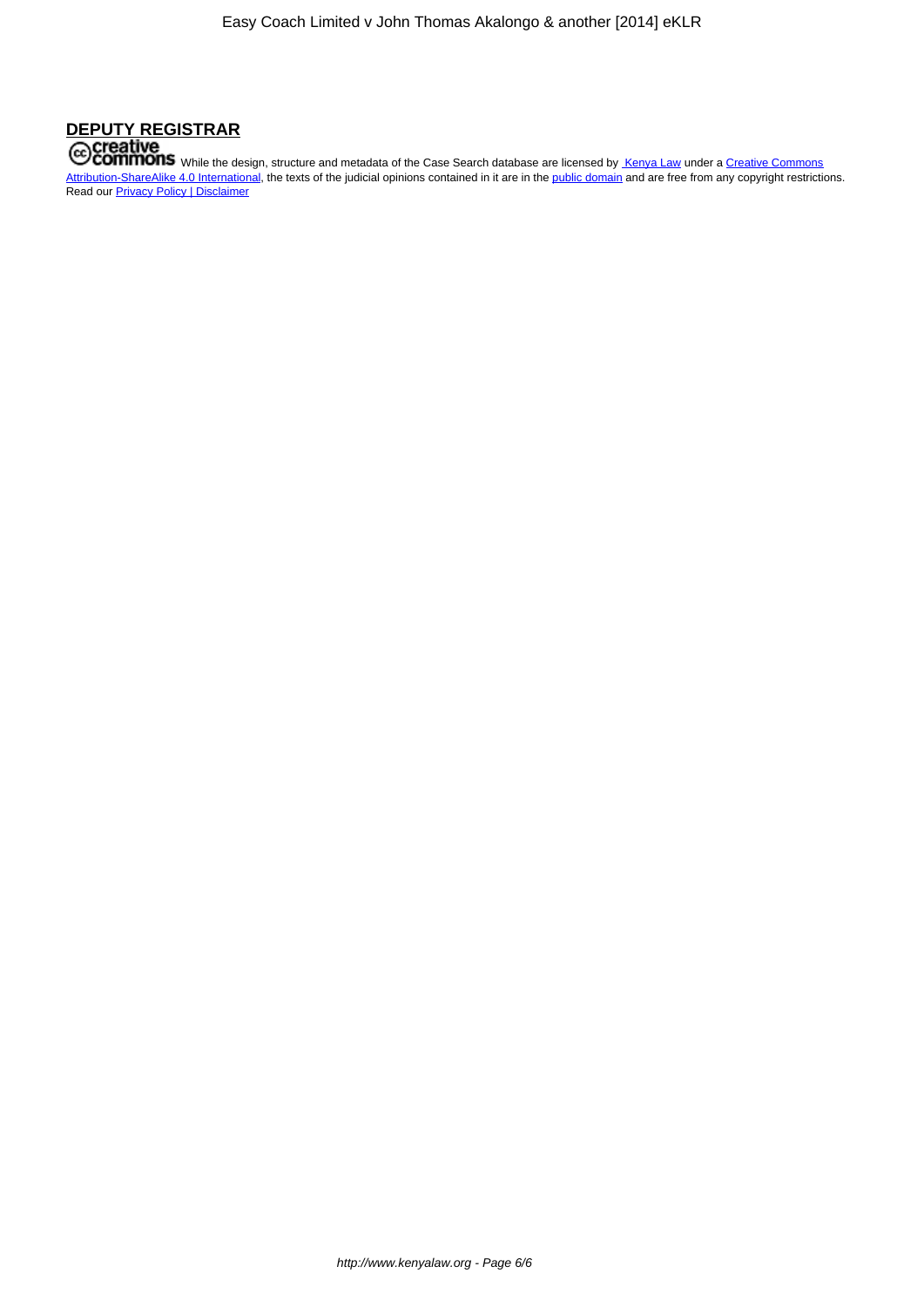**DEPUTY REGISTRAR**

While the design, structure and metadata of the Case Search database are licensed by Kenya Law under a Creative Commons Attribution-ShareAlike 4.0 International, the texts of the judicial opinions contained in it are in the public domain and are free from any copyright restrictions.
Read our Privacy Policy | Disclaimer